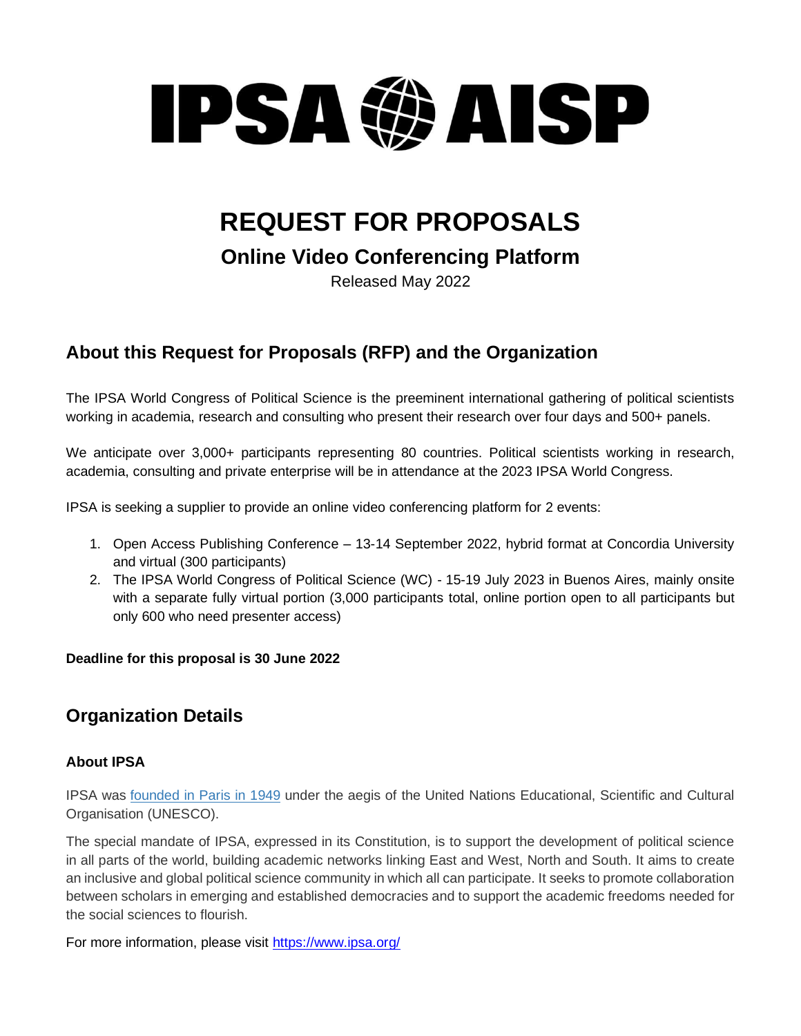# IPSA AISP

# REQUEST FOR PROPOSALS

## Online Video Conferencing Platform

Released May 2022

## About this Request for Proposals (RFP) and the Organization

The IPSA World Congress of Political Science is the preeminent international gathering of political scientists working in academia, research and consulting who present their research over four days and 500+ panels.

We anticipate over 3,000+ participants representing 80 countries. Political scientists working in research, academia, consulting and private enterprise will be in attendance at the 2023 IPSA World Congress.

IPSA is seeking a supplier to provide an online video conferencing platform for 2 events:

1. Open Access Publishing Conference – 13-14 September 2022, hybrid format at Concordia University and virtual (300 participants)
2. The IPSA World Congress of Political Science (WC) - 15-19 July 2023 in Buenos Aires, mainly onsite with a separate fully virtual portion (3,000 participants total, online portion open to all participants but only 600 who need presenter access)

**Deadline for this proposal is 30 June 2022**

## Organization Details

### About IPSA

IPSA was [founded in Paris in 1949](#) under the aegis of the United Nations Educational, Scientific and Cultural Organisation (UNESCO).

The special mandate of IPSA, expressed in its Constitution, is to support the development of political science in all parts of the world, building academic networks linking East and West, North and South. It aims to create an inclusive and global political science community in which all can participate. It seeks to promote collaboration between scholars in emerging and established democracies and to support the academic freedoms needed for the social sciences to flourish.

For more information, please visit [https://www.ipsa.org/](https://www.ipsa.org/)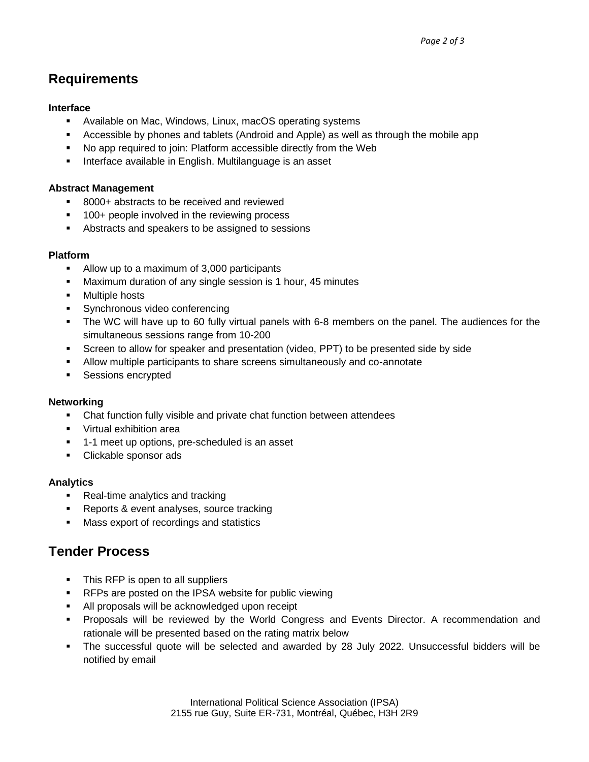## Requirements

### Interface

- Available on Mac, Windows, Linux, macOS operating systems
- Accessible by phones and tablets (Android and Apple) as well as through the mobile app
- No app required to join: Platform accessible directly from the Web
- Interface available in English. Multilanguage is an asset

### Abstract Management

- 8000+ abstracts to be received and reviewed
- 100+ people involved in the reviewing process
- Abstracts and speakers to be assigned to sessions

### Platform

- Allow up to a maximum of 3,000 participants
- Maximum duration of any single session is 1 hour, 45 minutes
- Multiple hosts
- Synchronous video conferencing
- The WC will have up to 60 fully virtual panels with 6-8 members on the panel. The audiences for the simultaneous sessions range from 10-200
- Screen to allow for speaker and presentation (video, PPT) to be presented side by side
- Allow multiple participants to share screens simultaneously and co-annotate
- Sessions encrypted

### Networking

- Chat function fully visible and private chat function between attendees
- Virtual exhibition area
- 1-1 meet up options, pre-scheduled is an asset
- Clickable sponsor ads

### Analytics

- Real-time analytics and tracking
- Reports & event analyses, source tracking
- Mass export of recordings and statistics

## Tender Process

- This RFP is open to all suppliers
- RFPs are posted on the IPSA website for public viewing
- All proposals will be acknowledged upon receipt
- Proposals will be reviewed by the World Congress and Events Director. A recommendation and rationale will be presented based on the rating matrix below
- The successful quote will be selected and awarded by 28 July 2022. Unsuccessful bidders will be notified by email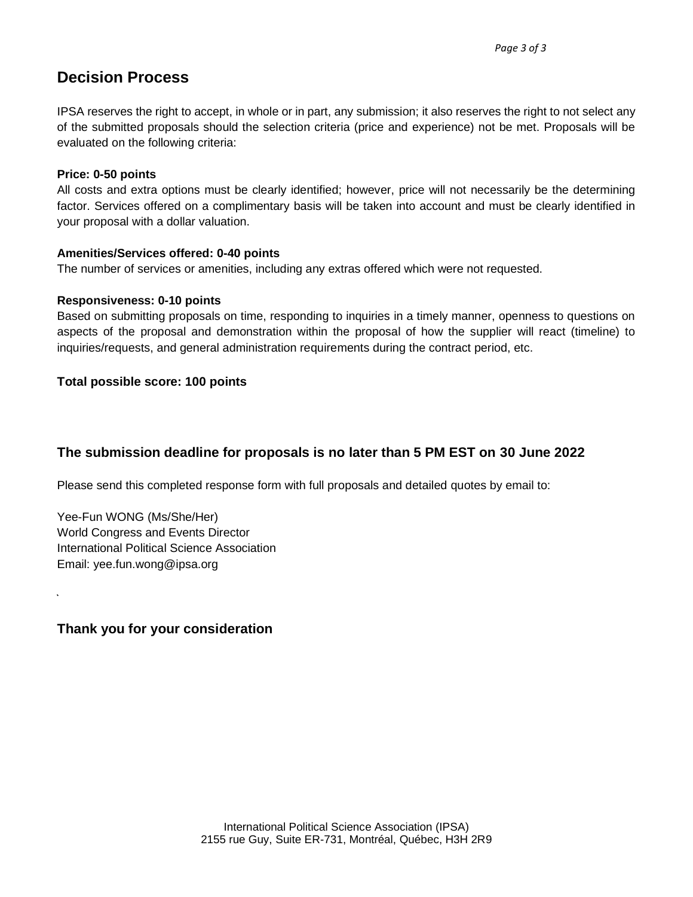## Decision Process

IPSA reserves the right to accept, in whole or in part, any submission; it also reserves the right to not select any of the submitted proposals should the selection criteria (price and experience) not be met. Proposals will be evaluated on the following criteria:

**Price: 0-50 points**
All costs and extra options must be clearly identified; however, price will not necessarily be the determining factor. Services offered on a complimentary basis will be taken into account and must be clearly identified in your proposal with a dollar valuation.

**Amenities/Services offered: 0-40 points**
The number of services or amenities, including any extras offered which were not requested.

**Responsiveness: 0-10 points**
Based on submitting proposals on time, responding to inquiries in a timely manner, openness to questions on aspects of the proposal and demonstration within the proposal of how the supplier will react (timeline) to inquiries/requests, and general administration requirements during the contract period, etc.

**Total possible score: 100 points**

### The submission deadline for proposals is no later than 5 PM EST on 30 June 2022

Please send this completed response form with full proposals and detailed quotes by email to:

Yee-Fun WONG (Ms/She/Her)
World Congress and Events Director
International Political Science Association
Email: yee.fun.wong@ipsa.org

### Thank you for your consideration

International Political Science Association (IPSA)
2155 rue Guy, Suite ER-731, Montréal, Québec, H3H 2R9